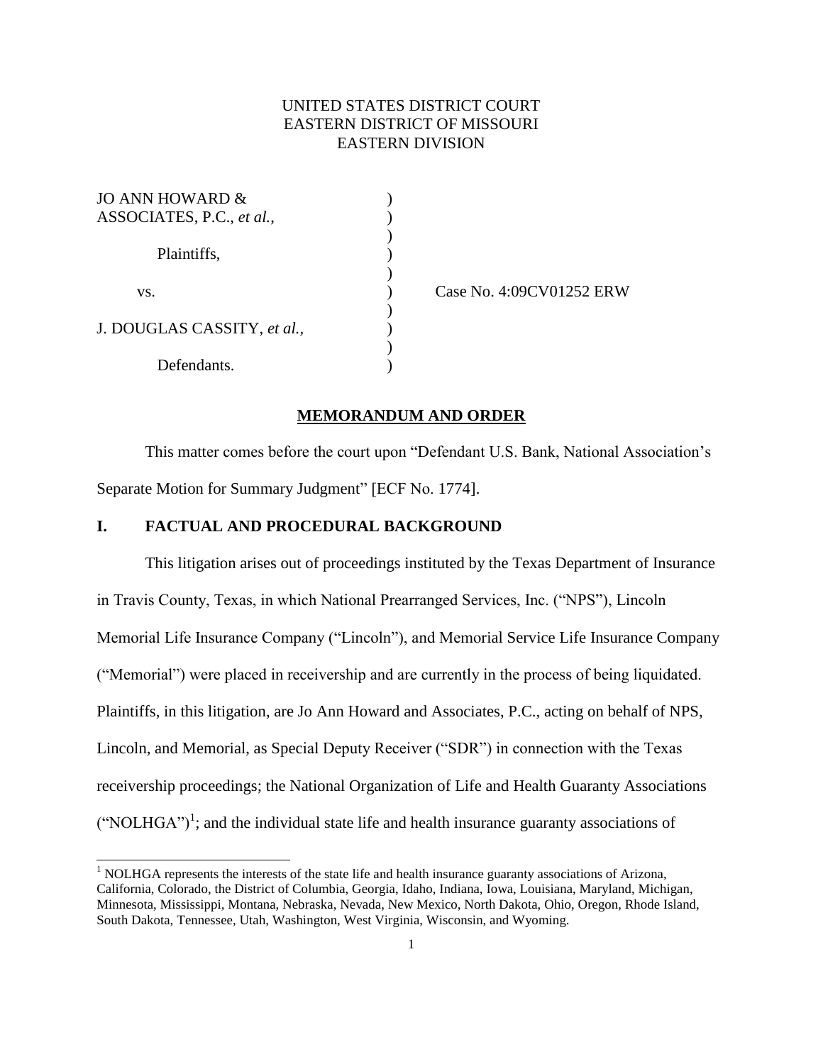UNITED STATES DISTRICT COURT
EASTERN DISTRICT OF MISSOURI
EASTERN DIVISION

JO ANN HOWARD & ASSOCIATES, P.C., *et al.*,

Plaintiffs,

vs.

J. DOUGLAS CASSITY, *et al.*,

Defendants.

Case No. 4:09CV01252 ERW

**MEMORANDUM AND ORDER**

This matter comes before the court upon "Defendant U.S. Bank, National Association's Separate Motion for Summary Judgment" [ECF No. 1774].

## I. FACTUAL AND PROCEDURAL BACKGROUND

This litigation arises out of proceedings instituted by the Texas Department of Insurance in Travis County, Texas, in which National Prearranged Services, Inc. ("NPS"), Lincoln Memorial Life Insurance Company ("Lincoln"), and Memorial Service Life Insurance Company ("Memorial") were placed in receivership and are currently in the process of being liquidated. Plaintiffs, in this litigation, are Jo Ann Howard and Associates, P.C., acting on behalf of NPS, Lincoln, and Memorial, as Special Deputy Receiver ("SDR") in connection with the Texas receivership proceedings; the National Organization of Life and Health Guaranty Associations ("NOLHGA")[1]; and the individual state life and health insurance guaranty associations of

[1] NOLHGA represents the interests of the state life and health insurance guaranty associations of Arizona, California, Colorado, the District of Columbia, Georgia, Idaho, Indiana, Iowa, Louisiana, Maryland, Michigan, Minnesota, Mississippi, Montana, Nebraska, Nevada, New Mexico, North Dakota, Ohio, Oregon, Rhode Island, South Dakota, Tennessee, Utah, Washington, West Virginia, Wisconsin, and Wyoming.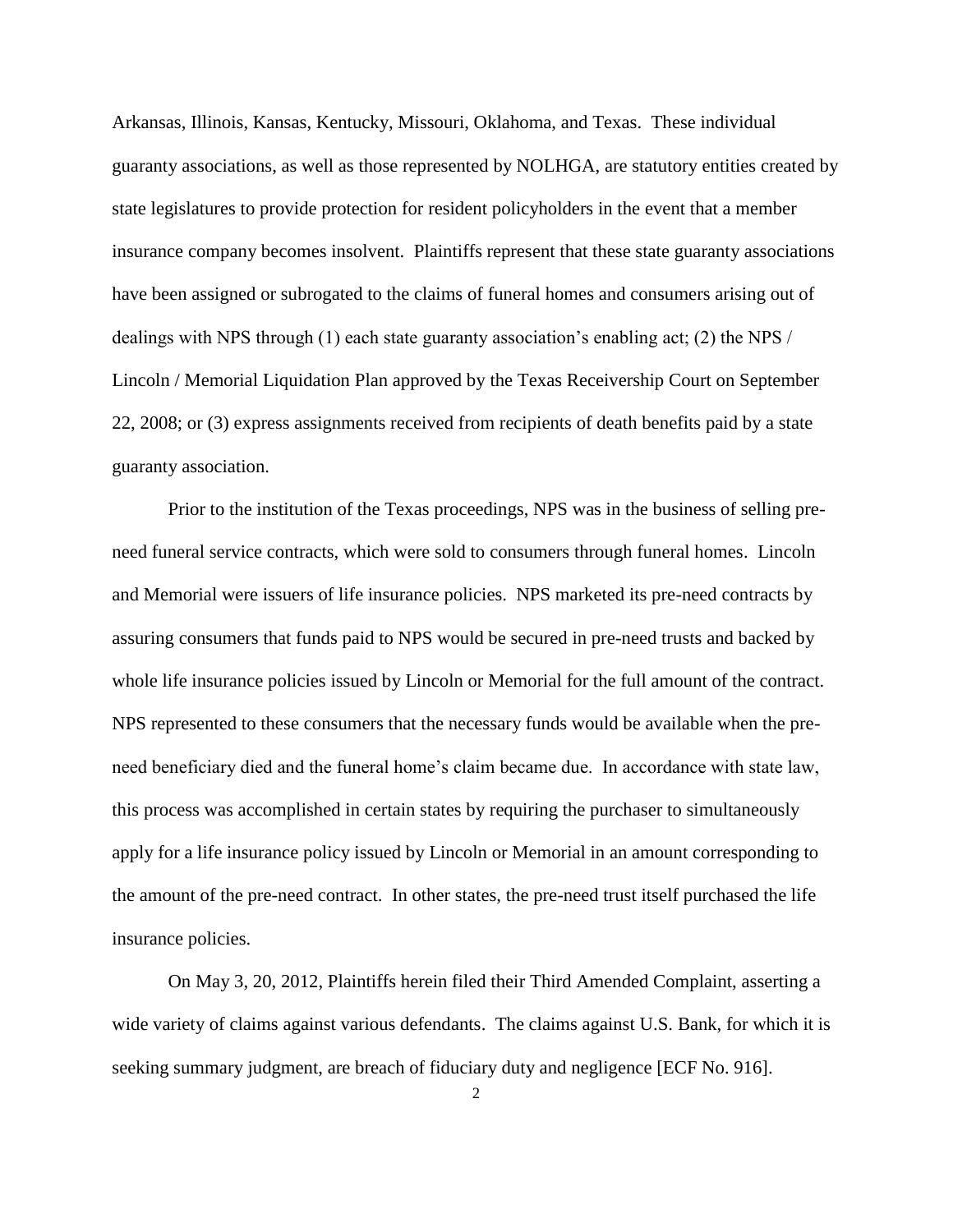Arkansas, Illinois, Kansas, Kentucky, Missouri, Oklahoma, and Texas. These individual guaranty associations, as well as those represented by NOLHGA, are statutory entities created by state legislatures to provide protection for resident policyholders in the event that a member insurance company becomes insolvent. Plaintiffs represent that these state guaranty associations have been assigned or subrogated to the claims of funeral homes and consumers arising out of dealings with NPS through (1) each state guaranty association's enabling act; (2) the NPS / Lincoln / Memorial Liquidation Plan approved by the Texas Receivership Court on September 22, 2008; or (3) express assignments received from recipients of death benefits paid by a state guaranty association.

Prior to the institution of the Texas proceedings, NPS was in the business of selling pre-need funeral service contracts, which were sold to consumers through funeral homes. Lincoln and Memorial were issuers of life insurance policies. NPS marketed its pre-need contracts by assuring consumers that funds paid to NPS would be secured in pre-need trusts and backed by whole life insurance policies issued by Lincoln or Memorial for the full amount of the contract. NPS represented to these consumers that the necessary funds would be available when the pre-need beneficiary died and the funeral home's claim became due. In accordance with state law, this process was accomplished in certain states by requiring the purchaser to simultaneously apply for a life insurance policy issued by Lincoln or Memorial in an amount corresponding to the amount of the pre-need contract. In other states, the pre-need trust itself purchased the life insurance policies.

On May 3, 20, 2012, Plaintiffs herein filed their Third Amended Complaint, asserting a wide variety of claims against various defendants. The claims against U.S. Bank, for which it is seeking summary judgment, are breach of fiduciary duty and negligence [ECF No. 916].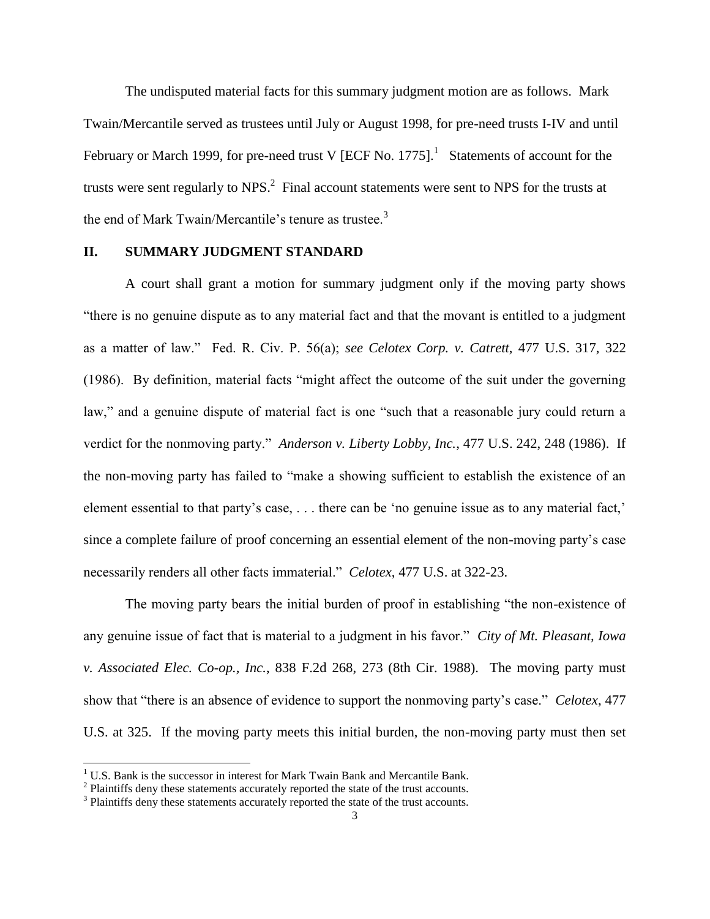The undisputed material facts for this summary judgment motion are as follows. Mark Twain/Mercantile served as trustees until July or August 1998, for pre-need trusts I-IV and until February or March 1999, for pre-need trust V [ECF No. 1775].[1] Statements of account for the trusts were sent regularly to NPS.[2] Final account statements were sent to NPS for the trusts at the end of Mark Twain/Mercantile's tenure as trustee.[3]

## II. SUMMARY JUDGMENT STANDARD

A court shall grant a motion for summary judgment only if the moving party shows "there is no genuine dispute as to any material fact and that the movant is entitled to a judgment as a matter of law." Fed. R. Civ. P. 56(a); *see Celotex Corp. v. Catrett*, 477 U.S. 317, 322 (1986). By definition, material facts "might affect the outcome of the suit under the governing law," and a genuine dispute of material fact is one "such that a reasonable jury could return a verdict for the nonmoving party." *Anderson v. Liberty Lobby, Inc.*, 477 U.S. 242, 248 (1986). If the non-moving party has failed to "make a showing sufficient to establish the existence of an element essential to that party's case, . . . there can be 'no genuine issue as to any material fact,' since a complete failure of proof concerning an essential element of the non-moving party's case necessarily renders all other facts immaterial." *Celotex*, 477 U.S. at 322-23.

The moving party bears the initial burden of proof in establishing "the non-existence of any genuine issue of fact that is material to a judgment in his favor." *City of Mt. Pleasant, Iowa v. Associated Elec. Co-op., Inc.*, 838 F.2d 268, 273 (8th Cir. 1988). The moving party must show that "there is an absence of evidence to support the nonmoving party's case." *Celotex*, 477 U.S. at 325. If the moving party meets this initial burden, the non-moving party must then set

---

[1] U.S. Bank is the successor in interest for Mark Twain Bank and Mercantile Bank.

[2] Plaintiffs deny these statements accurately reported the state of the trust accounts.

[3] Plaintiffs deny these statements accurately reported the state of the trust accounts.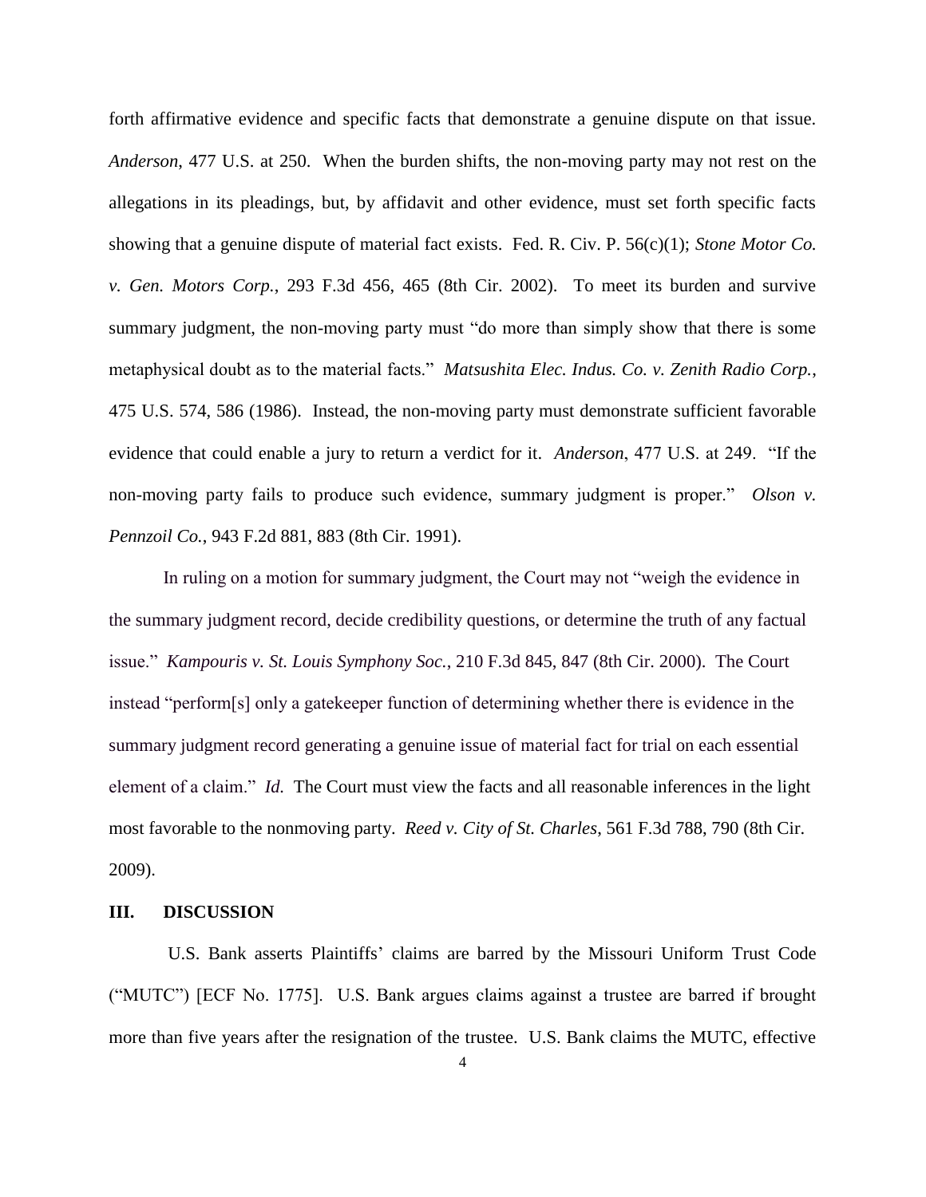forth affirmative evidence and specific facts that demonstrate a genuine dispute on that issue. *Anderson*, 477 U.S. at 250. When the burden shifts, the non-moving party may not rest on the allegations in its pleadings, but, by affidavit and other evidence, must set forth specific facts showing that a genuine dispute of material fact exists. Fed. R. Civ. P. 56(c)(1); *Stone Motor Co. v. Gen. Motors Corp.*, 293 F.3d 456, 465 (8th Cir. 2002). To meet its burden and survive summary judgment, the non-moving party must "do more than simply show that there is some metaphysical doubt as to the material facts." *Matsushita Elec. Indus. Co. v. Zenith Radio Corp.*, 475 U.S. 574, 586 (1986). Instead, the non-moving party must demonstrate sufficient favorable evidence that could enable a jury to return a verdict for it. *Anderson*, 477 U.S. at 249. "If the non-moving party fails to produce such evidence, summary judgment is proper." *Olson v. Pennzoil Co.*, 943 F.2d 881, 883 (8th Cir. 1991).

In ruling on a motion for summary judgment, the Court may not "weigh the evidence in the summary judgment record, decide credibility questions, or determine the truth of any factual issue." *Kampouris v. St. Louis Symphony Soc.*, 210 F.3d 845, 847 (8th Cir. 2000). The Court instead "perform[s] only a gatekeeper function of determining whether there is evidence in the summary judgment record generating a genuine issue of material fact for trial on each essential element of a claim." *Id.* The Court must view the facts and all reasonable inferences in the light most favorable to the nonmoving party. *Reed v. City of St. Charles*, 561 F.3d 788, 790 (8th Cir. 2009).

## III. DISCUSSION

U.S. Bank asserts Plaintiffs' claims are barred by the Missouri Uniform Trust Code ("MUTC") [ECF No. 1775]. U.S. Bank argues claims against a trustee are barred if brought more than five years after the resignation of the trustee. U.S. Bank claims the MUTC, effective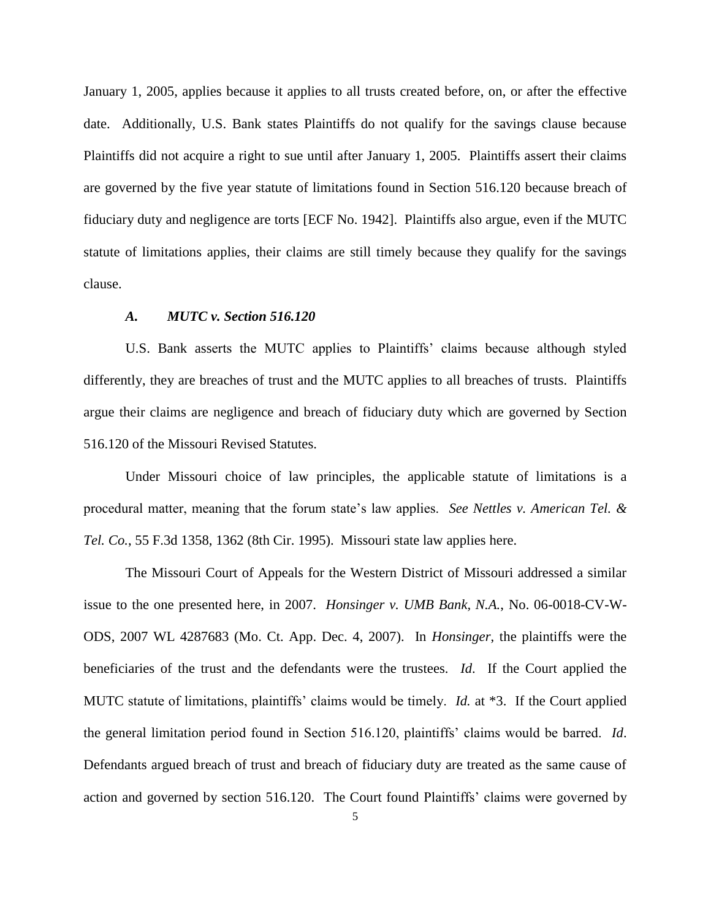January 1, 2005, applies because it applies to all trusts created before, on, or after the effective date. Additionally, U.S. Bank states Plaintiffs do not qualify for the savings clause because Plaintiffs did not acquire a right to sue until after January 1, 2005. Plaintiffs assert their claims are governed by the five year statute of limitations found in Section 516.120 because breach of fiduciary duty and negligence are torts [ECF No. 1942]. Plaintiffs also argue, even if the MUTC statute of limitations applies, their claims are still timely because they qualify for the savings clause.

### *A. MUTC v. Section 516.120*

U.S. Bank asserts the MUTC applies to Plaintiffs' claims because although styled differently, they are breaches of trust and the MUTC applies to all breaches of trusts. Plaintiffs argue their claims are negligence and breach of fiduciary duty which are governed by Section 516.120 of the Missouri Revised Statutes.

Under Missouri choice of law principles, the applicable statute of limitations is a procedural matter, meaning that the forum state's law applies. *See Nettles v. American Tel. & Tel. Co.*, 55 F.3d 1358, 1362 (8th Cir. 1995). Missouri state law applies here.

The Missouri Court of Appeals for the Western District of Missouri addressed a similar issue to the one presented here, in 2007. *Honsinger v. UMB Bank, N.A.*, No. 06-0018-CV-W-ODS, 2007 WL 4287683 (Mo. Ct. App. Dec. 4, 2007). In *Honsinger*, the plaintiffs were the beneficiaries of the trust and the defendants were the trustees. *Id*. If the Court applied the MUTC statute of limitations, plaintiffs' claims would be timely. *Id.* at *3. If the Court applied the general limitation period found in Section 516.120, plaintiffs' claims would be barred. *Id*. Defendants argued breach of trust and breach of fiduciary duty are treated as the same cause of action and governed by section 516.120. The Court found Plaintiffs' claims were governed by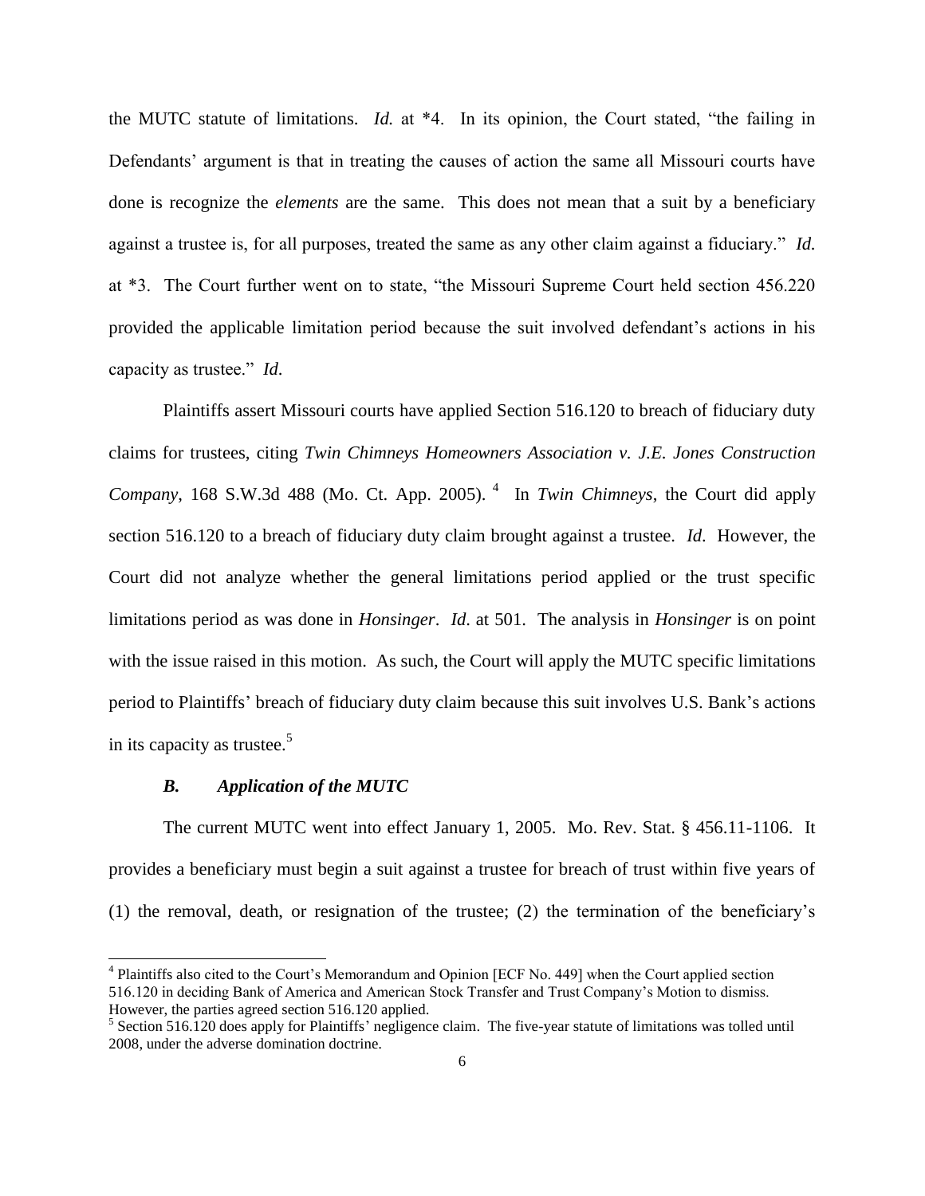the MUTC statute of limitations. *Id.* at *4. In its opinion, the Court stated, "the failing in Defendants' argument is that in treating the causes of action the same all Missouri courts have done is recognize the *elements* are the same. This does not mean that a suit by a beneficiary against a trustee is, for all purposes, treated the same as any other claim against a fiduciary." *Id.* at *3. The Court further went on to state, "the Missouri Supreme Court held section 456.220 provided the applicable limitation period because the suit involved defendant's actions in his capacity as trustee." *Id*.

Plaintiffs assert Missouri courts have applied Section 516.120 to breach of fiduciary duty claims for trustees, citing *Twin Chimneys Homeowners Association v. J.E. Jones Construction Company*, 168 S.W.3d 488 (Mo. Ct. App. 2005).[4] In *Twin Chimneys*, the Court did apply section 516.120 to a breach of fiduciary duty claim brought against a trustee. *Id*. However, the Court did not analyze whether the general limitations period applied or the trust specific limitations period as was done in *Honsinger*. *Id*. at 501. The analysis in *Honsinger* is on point with the issue raised in this motion. As such, the Court will apply the MUTC specific limitations period to Plaintiffs' breach of fiduciary duty claim because this suit involves U.S. Bank's actions in its capacity as trustee.[5]

### *B. Application of the MUTC*

The current MUTC went into effect January 1, 2005. Mo. Rev. Stat. § 456.11-1106. It provides a beneficiary must begin a suit against a trustee for breach of trust within five years of (1) the removal, death, or resignation of the trustee; (2) the termination of the beneficiary's

---

[4] Plaintiffs also cited to the Court's Memorandum and Opinion [ECF No. 449] when the Court applied section 516.120 in deciding Bank of America and American Stock Transfer and Trust Company's Motion to dismiss. However, the parties agreed section 516.120 applied.

[5] Section 516.120 does apply for Plaintiffs' negligence claim. The five-year statute of limitations was tolled until 2008, under the adverse domination doctrine.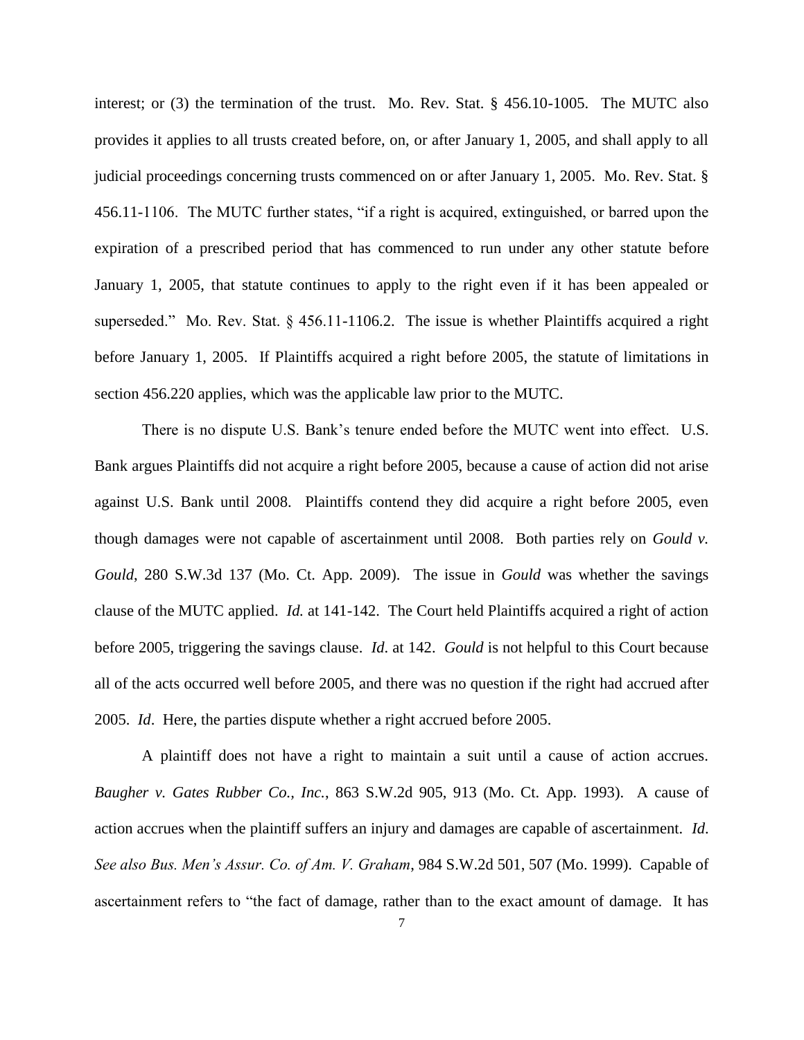interest; or (3) the termination of the trust. Mo. Rev. Stat. § 456.10-1005. The MUTC also provides it applies to all trusts created before, on, or after January 1, 2005, and shall apply to all judicial proceedings concerning trusts commenced on or after January 1, 2005. Mo. Rev. Stat. § 456.11-1106. The MUTC further states, "if a right is acquired, extinguished, or barred upon the expiration of a prescribed period that has commenced to run under any other statute before January 1, 2005, that statute continues to apply to the right even if it has been appealed or superseded." Mo. Rev. Stat. § 456.11-1106.2. The issue is whether Plaintiffs acquired a right before January 1, 2005. If Plaintiffs acquired a right before 2005, the statute of limitations in section 456.220 applies, which was the applicable law prior to the MUTC.

There is no dispute U.S. Bank's tenure ended before the MUTC went into effect. U.S. Bank argues Plaintiffs did not acquire a right before 2005, because a cause of action did not arise against U.S. Bank until 2008. Plaintiffs contend they did acquire a right before 2005, even though damages were not capable of ascertainment until 2008. Both parties rely on *Gould v. Gould*, 280 S.W.3d 137 (Mo. Ct. App. 2009). The issue in *Gould* was whether the savings clause of the MUTC applied. *Id.* at 141-142. The Court held Plaintiffs acquired a right of action before 2005, triggering the savings clause. *Id*. at 142. *Gould* is not helpful to this Court because all of the acts occurred well before 2005, and there was no question if the right had accrued after 2005. *Id*. Here, the parties dispute whether a right accrued before 2005.

A plaintiff does not have a right to maintain a suit until a cause of action accrues. *Baugher v. Gates Rubber Co., Inc.*, 863 S.W.2d 905, 913 (Mo. Ct. App. 1993). A cause of action accrues when the plaintiff suffers an injury and damages are capable of ascertainment. *Id*. *See also Bus. Men's Assur. Co. of Am. V. Graham*, 984 S.W.2d 501, 507 (Mo. 1999). Capable of ascertainment refers to "the fact of damage, rather than to the exact amount of damage. It has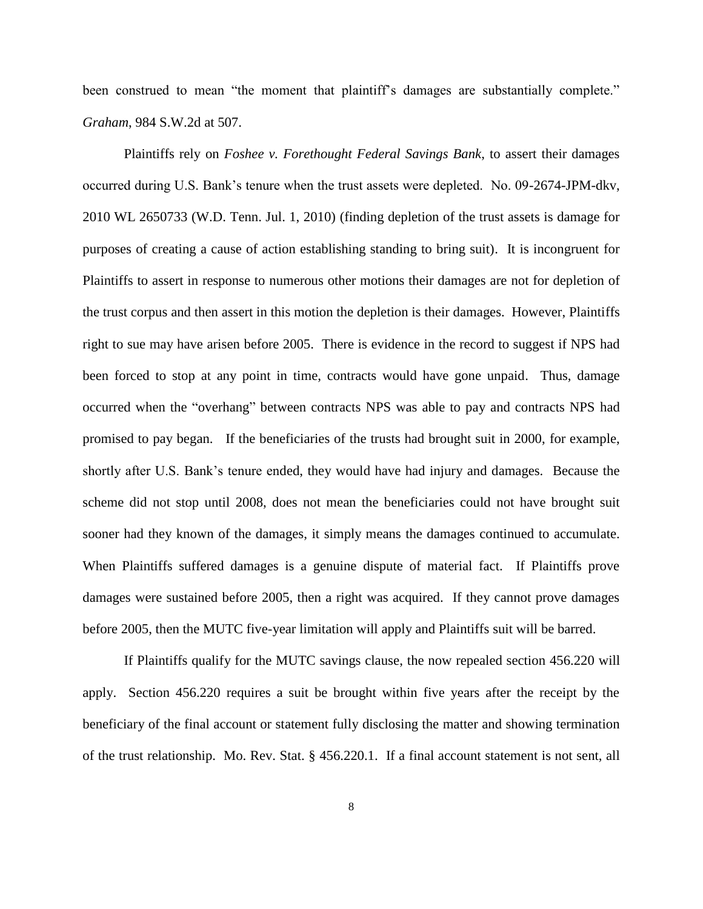been construed to mean "the moment that plaintiff's damages are substantially complete." *Graham*, 984 S.W.2d at 507.

Plaintiffs rely on *Foshee v. Forethought Federal Savings Bank*, to assert their damages occurred during U.S. Bank's tenure when the trust assets were depleted. No. 09-2674-JPM-dkv, 2010 WL 2650733 (W.D. Tenn. Jul. 1, 2010) (finding depletion of the trust assets is damage for purposes of creating a cause of action establishing standing to bring suit). It is incongruent for Plaintiffs to assert in response to numerous other motions their damages are not for depletion of the trust corpus and then assert in this motion the depletion is their damages. However, Plaintiffs right to sue may have arisen before 2005. There is evidence in the record to suggest if NPS had been forced to stop at any point in time, contracts would have gone unpaid. Thus, damage occurred when the "overhang" between contracts NPS was able to pay and contracts NPS had promised to pay began. If the beneficiaries of the trusts had brought suit in 2000, for example, shortly after U.S. Bank's tenure ended, they would have had injury and damages. Because the scheme did not stop until 2008, does not mean the beneficiaries could not have brought suit sooner had they known of the damages, it simply means the damages continued to accumulate. When Plaintiffs suffered damages is a genuine dispute of material fact. If Plaintiffs prove damages were sustained before 2005, then a right was acquired. If they cannot prove damages before 2005, then the MUTC five-year limitation will apply and Plaintiffs suit will be barred.

If Plaintiffs qualify for the MUTC savings clause, the now repealed section 456.220 will apply. Section 456.220 requires a suit be brought within five years after the receipt by the beneficiary of the final account or statement fully disclosing the matter and showing termination of the trust relationship. Mo. Rev. Stat. § 456.220.1. If a final account statement is not sent, all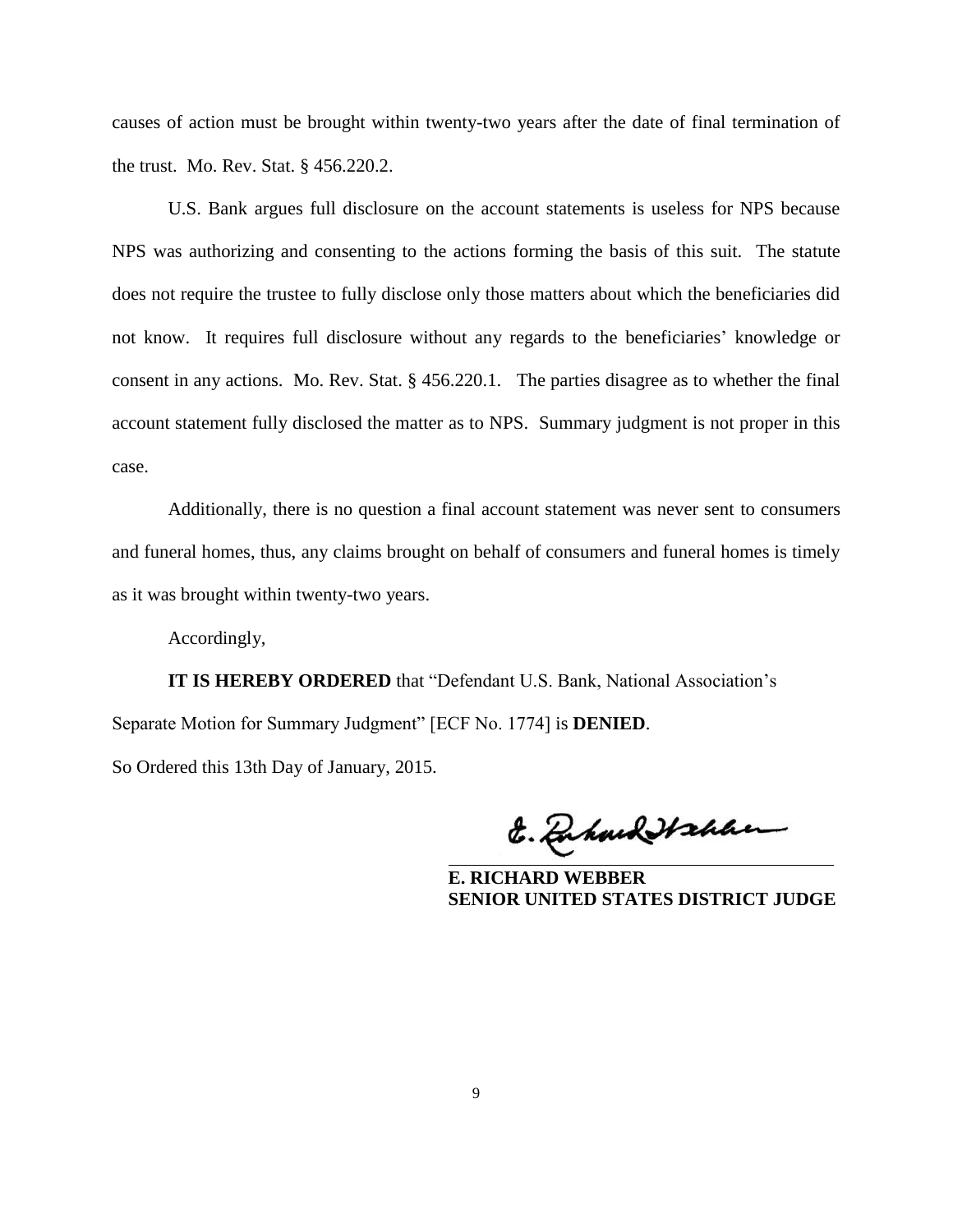causes of action must be brought within twenty-two years after the date of final termination of the trust. Mo. Rev. Stat. § 456.220.2.

U.S. Bank argues full disclosure on the account statements is useless for NPS because NPS was authorizing and consenting to the actions forming the basis of this suit. The statute does not require the trustee to fully disclose only those matters about which the beneficiaries did not know. It requires full disclosure without any regards to the beneficiaries' knowledge or consent in any actions. Mo. Rev. Stat. § 456.220.1. The parties disagree as to whether the final account statement fully disclosed the matter as to NPS. Summary judgment is not proper in this case.

Additionally, there is no question a final account statement was never sent to consumers and funeral homes, thus, any claims brought on behalf of consumers and funeral homes is timely as it was brought within twenty-two years.

Accordingly,

**IT IS HEREBY ORDERED** that "Defendant U.S. Bank, National Association's Separate Motion for Summary Judgment" [ECF No. 1774] is **DENIED**.

So Ordered this 13th Day of January, 2015.

**E. RICHARD WEBBER**
**SENIOR UNITED STATES DISTRICT JUDGE**